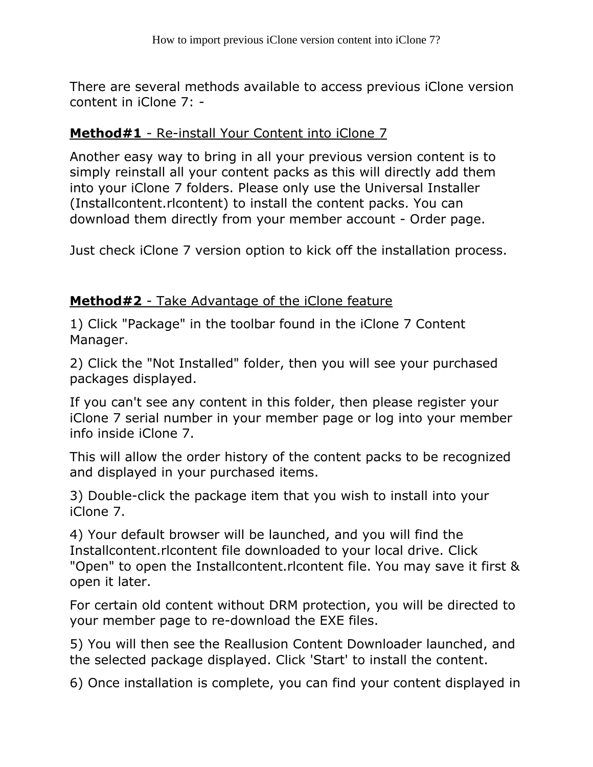# How to import previous iClone version content into iClone 7?

There are several methods available to access previous iClone version content in iClone 7: -

**Method#1** - Re-install Your Content into iClone 7

Another easy way to bring in all your previous version content is to simply reinstall all your content packs as this will directly add them into your iClone 7 folders. Please only use the Universal Installer (Installcontent.rlcontent) to install the content packs. You can download them directly from your member account - Order page.

Just check iClone 7 version option to kick off the installation process.

**Method#2** - Take Advantage of the iClone feature

1) Click "Package" in the toolbar found in the iClone 7 Content Manager.

2) Click the "Not Installed" folder, then you will see your purchased packages displayed.

If you can't see any content in this folder, then please register your iClone 7 serial number in your member page or log into your member info inside iClone 7.

This will allow the order history of the content packs to be recognized and displayed in your purchased items.

3) Double-click the package item that you wish to install into your iClone 7.

4) Your default browser will be launched, and you will find the Installcontent.rlcontent file downloaded to your local drive. Click "Open" to open the Installcontent.rlcontent file. You may save it first & open it later.

For certain old content without DRM protection, you will be directed to your member page to re-download the EXE files.

5) You will then see the Reallusion Content Downloader launched, and the selected package displayed. Click 'Start' to install the content.

6) Once installation is complete, you can find your content displayed in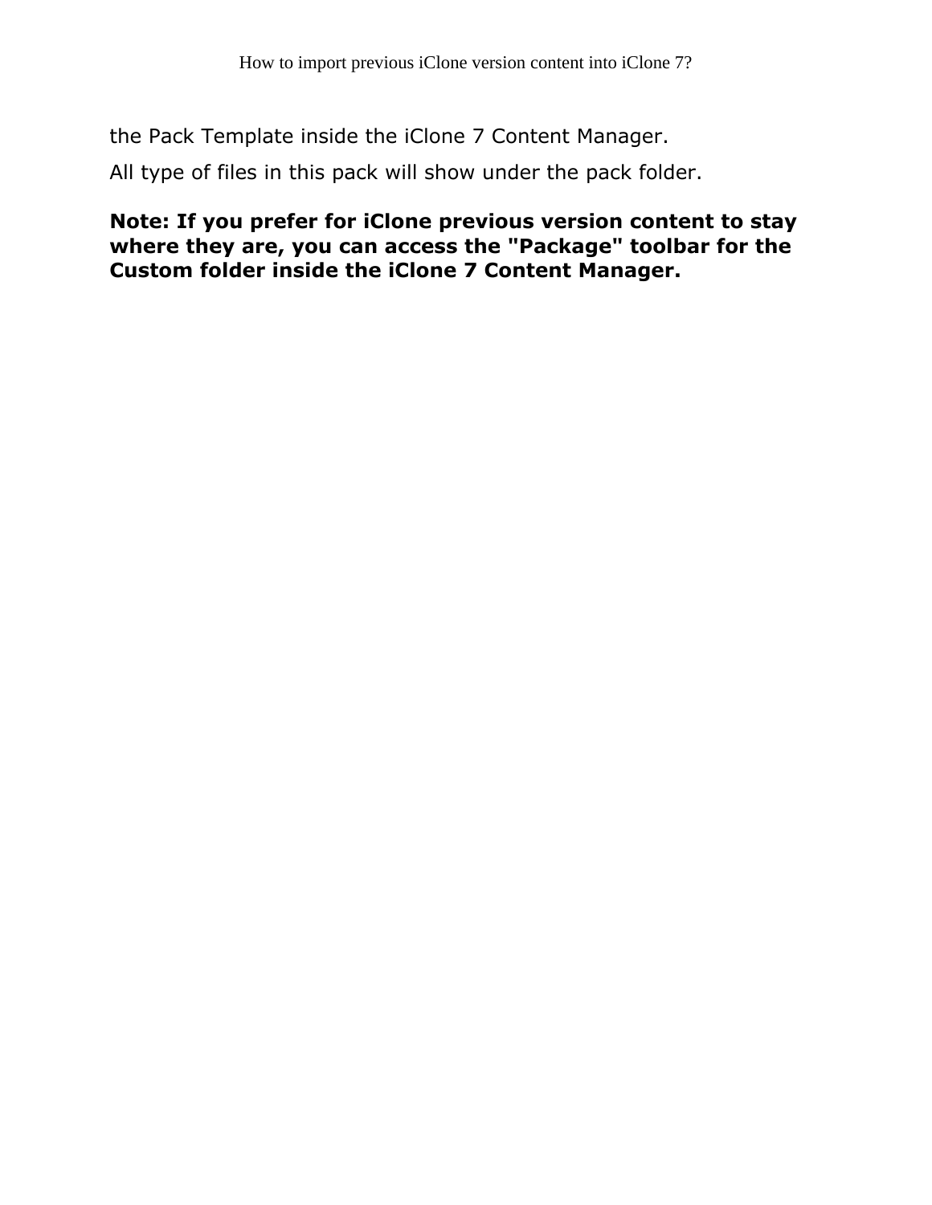the Pack Template inside the iClone 7 Content Manager.

All type of files in this pack will show under the pack folder.

**Note: If you prefer for iClone previous version content to stay where they are, you can access the "Package" toolbar for the Custom folder inside the iClone 7 Content Manager.**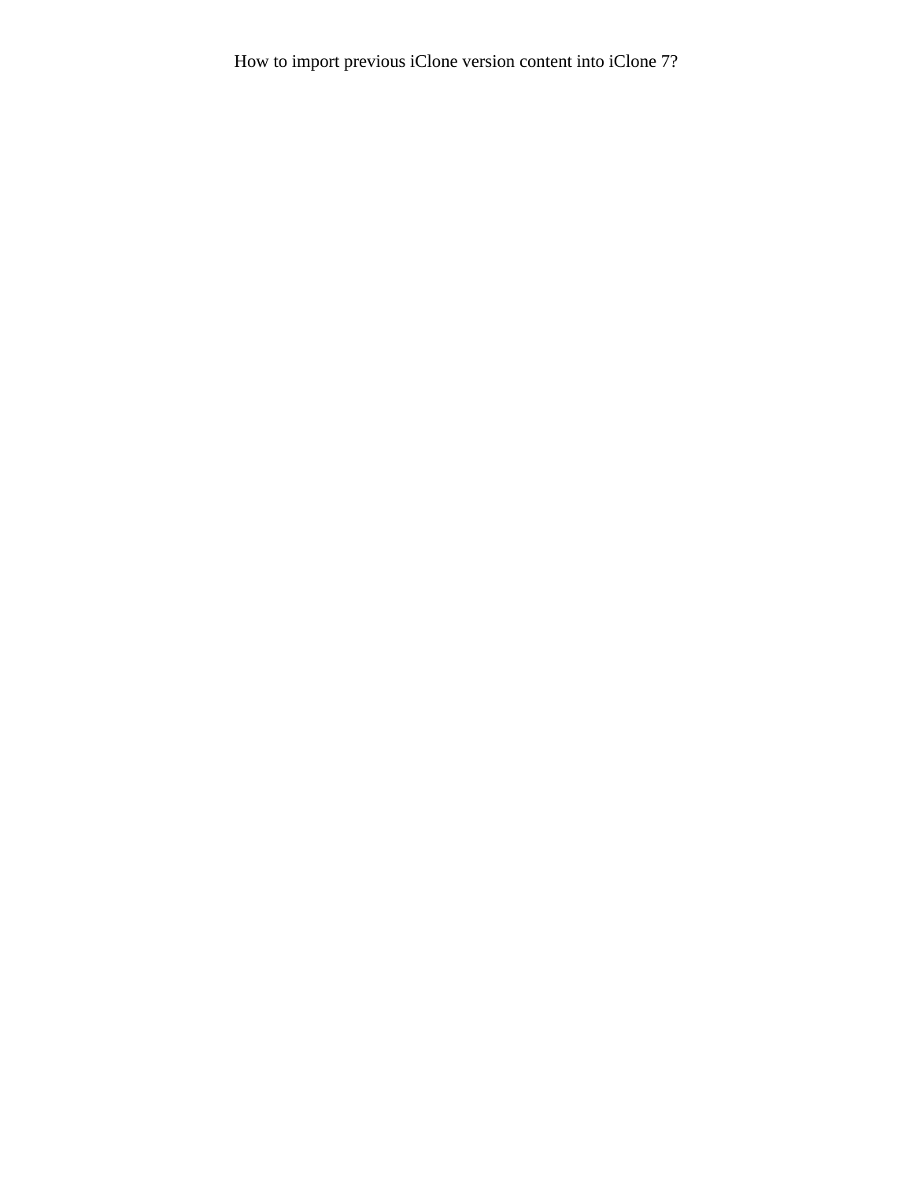How to import previous iClone version content into iClone 7?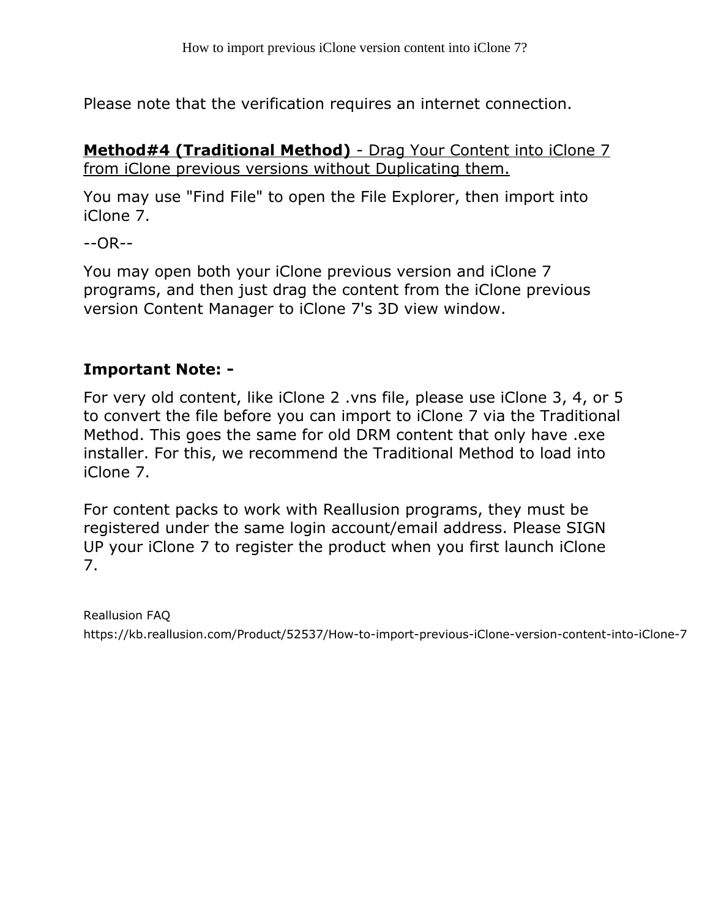Please note that the verification requires an internet connection.

**Method#4 (Traditional Method)** - Drag Your Content into iClone 7 from iClone previous versions without Duplicating them.

You may use "Find File" to open the File Explorer, then import into iClone 7.

--OR--

You may open both your iClone previous version and iClone 7 programs, and then just drag the content from the iClone previous version Content Manager to iClone 7's 3D view window.

**Important Note: -**

For very old content, like iClone 2 .vns file, please use iClone 3, 4, or 5 to convert the file before you can import to iClone 7 via the Traditional Method. This goes the same for old DRM content that only have .exe installer. For this, we recommend the Traditional Method to load into iClone 7.

For content packs to work with Reallusion programs, they must be registered under the same login account/email address. Please SIGN UP your iClone 7 to register the product when you first launch iClone 7.

Reallusion FAQ

https://kb.reallusion.com/Product/52537/How-to-import-previous-iClone-version-content-into-iClone-7